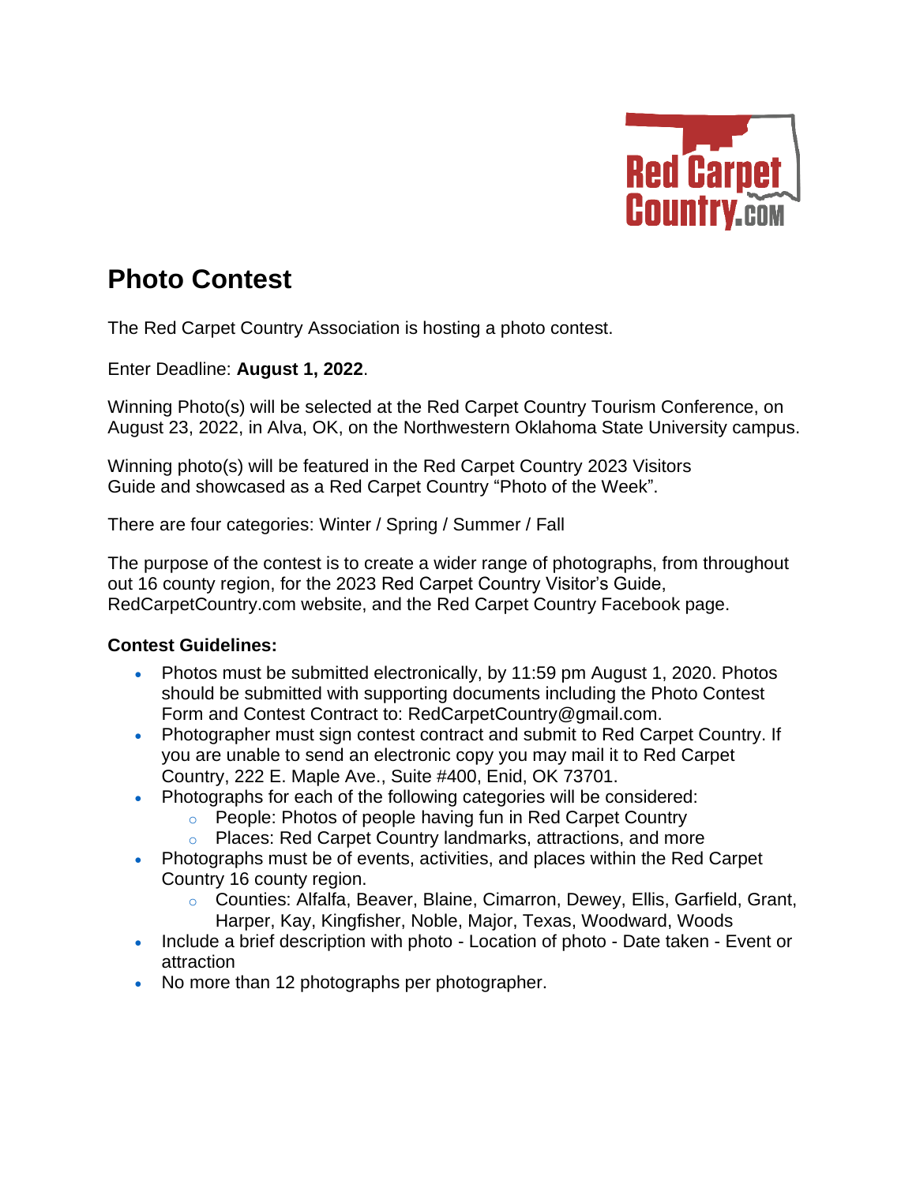# Photo Contest

The Red Carpet Country Association is hosting a photo contest.

Enter Deadline: **August 1, 2022**.

Winning Photo(s) will be selected at the Red Carpet Country Tourism Conference, on August 23, 2022, in Alva, OK, on the Northwestern Oklahoma State University campus.

Winning photo(s) will be featured in the Red Carpet Country 2023 Visitors Guide and showcased as a Red Carpet Country "Photo of the Week".

There are four categories: Winter / Spring / Summer / Fall

The purpose of the contest is to create a wider range of photographs, from throughout out 16 county region, for the 2023 Red Carpet Country Visitor's Guide, RedCarpetCountry.com website, and the Red Carpet Country Facebook page.

**Contest Guidelines:**

- Photos must be submitted electronically, by 11:59 pm August 1, 2020. Photos should be submitted with supporting documents including the Photo Contest Form and Contest Contract to: RedCarpetCountry@gmail.com.
- Photographer must sign contest contract and submit to Red Carpet Country. If you are unable to send an electronic copy you may mail it to Red Carpet Country, 222 E. Maple Ave., Suite #400, Enid, OK 73701.
- Photographs for each of the following categories will be considered:
  - People: Photos of people having fun in Red Carpet Country
  - Places: Red Carpet Country landmarks, attractions, and more
- Photographs must be of events, activities, and places within the Red Carpet Country 16 county region.
  - Counties: Alfalfa, Beaver, Blaine, Cimarron, Dewey, Ellis, Garfield, Grant, Harper, Kay, Kingfisher, Noble, Major, Texas, Woodward, Woods
- Include a brief description with photo - Location of photo - Date taken - Event or attraction
- No more than 12 photographs per photographer.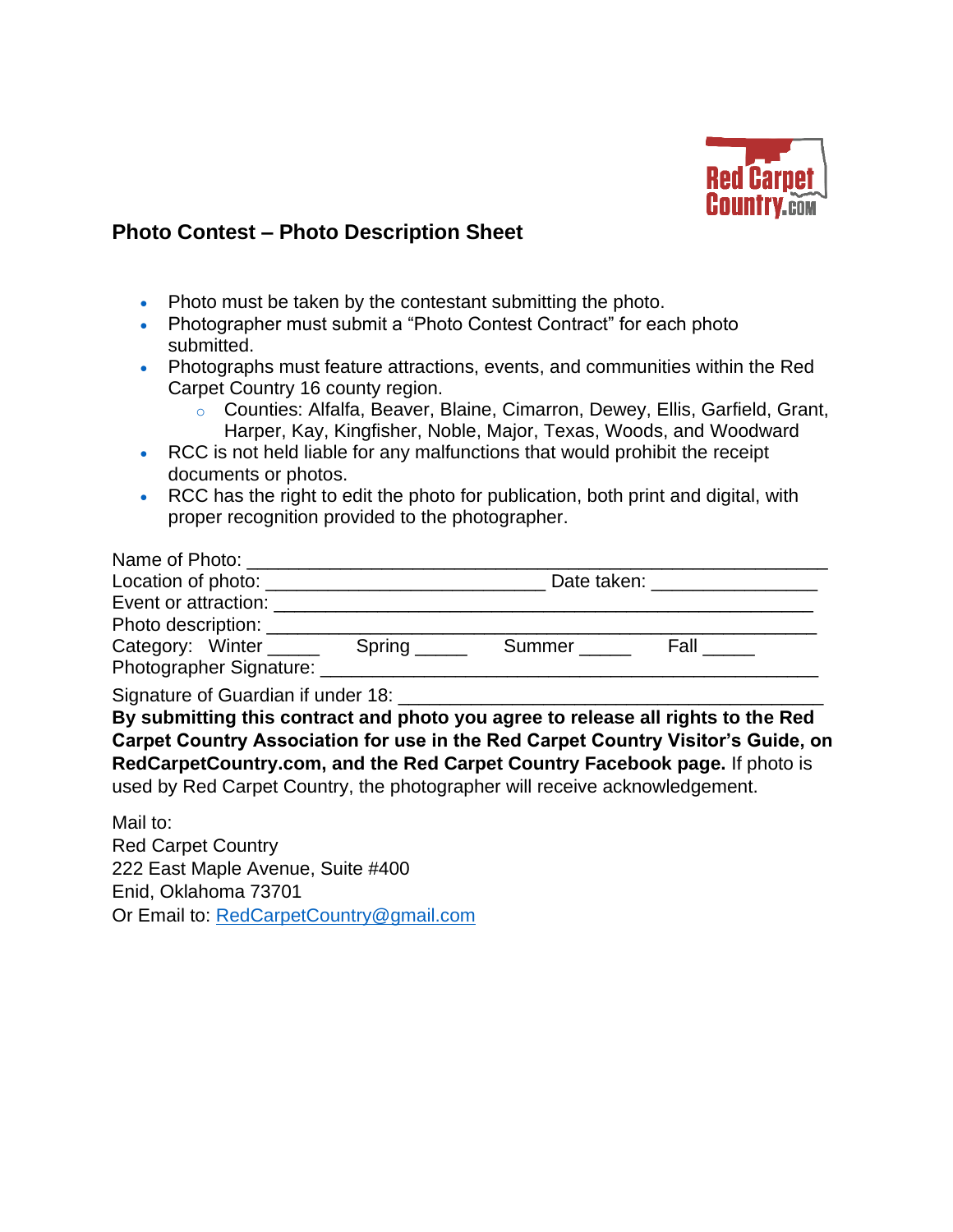## Photo Contest – Photo Description Sheet

- Photo must be taken by the contestant submitting the photo.
- Photographer must submit a "Photo Contest Contract" for each photo submitted.
- Photographs must feature attractions, events, and communities within the Red Carpet Country 16 county region.
  - Counties: Alfalfa, Beaver, Blaine, Cimarron, Dewey, Ellis, Garfield, Grant, Harper, Kay, Kingfisher, Noble, Major, Texas, Woods, and Woodward
- RCC is not held liable for any malfunctions that would prohibit the receipt documents or photos.
- RCC has the right to edit the photo for publication, both print and digital, with proper recognition provided to the photographer.

Name of Photo: ____________________________________________________

Location of photo: ___________________________ Date taken: ________________

Event or attraction: ____________________________________________________

Photo description: _____________________________________________________

Category: Winter _____ Spring _____ Summer _____ Fall _____

Photographer Signature: ________________________________________________

Signature of Guardian if under 18: ________________________________________

**By submitting this contract and photo you agree to release all rights to the Red Carpet Country Association for use in the Red Carpet Country Visitor's Guide, on RedCarpetCountry.com, and the Red Carpet Country Facebook page.** If photo is used by Red Carpet Country, the photographer will receive acknowledgement.

Mail to:
Red Carpet Country
222 East Maple Avenue, Suite #400
Enid, Oklahoma 73701
Or Email to: RedCarpetCountry@gmail.com